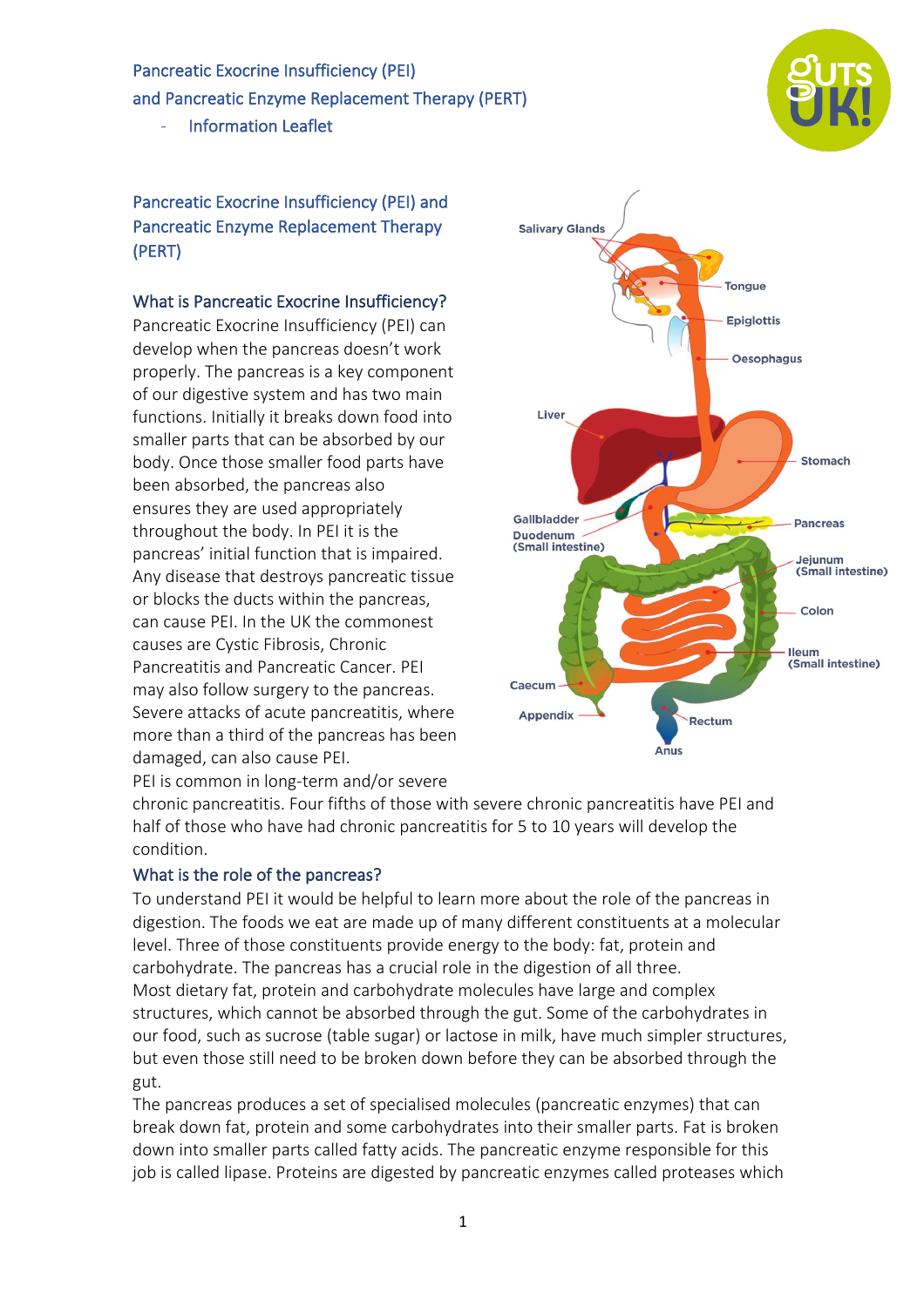Pancreatic Exocrine Insufficiency (PEI)
and Pancreatic Enzyme Replacement Therapy (PERT)
- Information Leaflet

## Pancreatic Exocrine Insufficiency (PEI) and Pancreatic Enzyme Replacement Therapy (PERT)

### What is Pancreatic Exocrine Insufficiency?

Pancreatic Exocrine Insufficiency (PEI) can develop when the pancreas doesn't work properly. The pancreas is a key component of our digestive system and has two main functions. Initially it breaks down food into smaller parts that can be absorbed by our body. Once those smaller food parts have been absorbed, the pancreas also ensures they are used appropriately throughout the body. In PEI it is the pancreas' initial function that is impaired. Any disease that destroys pancreatic tissue or blocks the ducts within the pancreas, can cause PEI. In the UK the commonest causes are Cystic Fibrosis, Chronic Pancreatitis and Pancreatic Cancer. PEI may also follow surgery to the pancreas. Severe attacks of acute pancreatitis, where more than a third of the pancreas has been damaged, can also cause PEI.

PEI is common in long-term and/or severe chronic pancreatitis. Four fifths of those with severe chronic pancreatitis have PEI and half of those who have had chronic pancreatitis for 5 to 10 years will develop the condition.

### What is the role of the pancreas?

To understand PEI it would be helpful to learn more about the role of the pancreas in digestion. The foods we eat are made up of many different constituents at a molecular level. Three of those constituents provide energy to the body: fat, protein and carbohydrate. The pancreas has a crucial role in the digestion of all three.

Most dietary fat, protein and carbohydrate molecules have large and complex structures, which cannot be absorbed through the gut. Some of the carbohydrates in our food, such as sucrose (table sugar) or lactose in milk, have much simpler structures, but even those still need to be broken down before they can be absorbed through the gut.

The pancreas produces a set of specialised molecules (pancreatic enzymes) that can break down fat, protein and some carbohydrates into their smaller parts. Fat is broken down into smaller parts called fatty acids. The pancreatic enzyme responsible for this job is called lipase. Proteins are digested by pancreatic enzymes called proteases which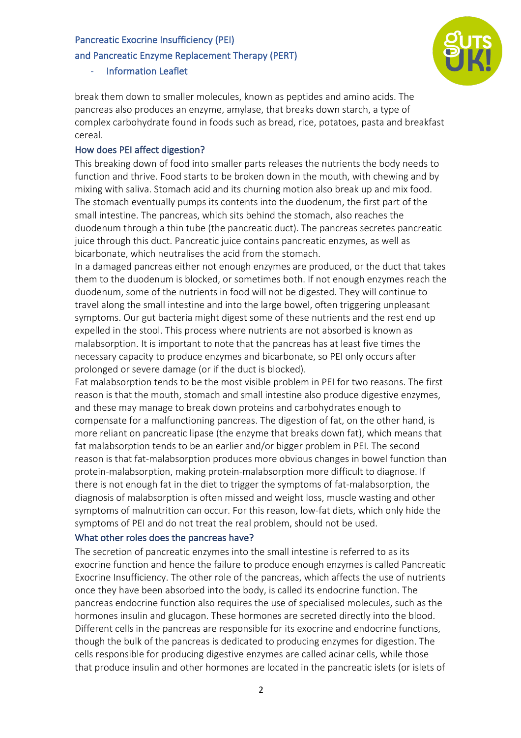break them down to smaller molecules, known as peptides and amino acids. The pancreas also produces an enzyme, amylase, that breaks down starch, a type of complex carbohydrate found in foods such as bread, rice, potatoes, pasta and breakfast cereal.

## How does PEI affect digestion?

This breaking down of food into smaller parts releases the nutrients the body needs to function and thrive. Food starts to be broken down in the mouth, with chewing and by mixing with saliva. Stomach acid and its churning motion also break up and mix food. The stomach eventually pumps its contents into the duodenum, the first part of the small intestine. The pancreas, which sits behind the stomach, also reaches the duodenum through a thin tube (the pancreatic duct). The pancreas secretes pancreatic juice through this duct. Pancreatic juice contains pancreatic enzymes, as well as bicarbonate, which neutralises the acid from the stomach.

In a damaged pancreas either not enough enzymes are produced, or the duct that takes them to the duodenum is blocked, or sometimes both. If not enough enzymes reach the duodenum, some of the nutrients in food will not be digested. They will continue to travel along the small intestine and into the large bowel, often triggering unpleasant symptoms. Our gut bacteria might digest some of these nutrients and the rest end up expelled in the stool. This process where nutrients are not absorbed is known as malabsorption. It is important to note that the pancreas has at least five times the necessary capacity to produce enzymes and bicarbonate, so PEI only occurs after prolonged or severe damage (or if the duct is blocked).

Fat malabsorption tends to be the most visible problem in PEI for two reasons. The first reason is that the mouth, stomach and small intestine also produce digestive enzymes, and these may manage to break down proteins and carbohydrates enough to compensate for a malfunctioning pancreas. The digestion of fat, on the other hand, is more reliant on pancreatic lipase (the enzyme that breaks down fat), which means that fat malabsorption tends to be an earlier and/or bigger problem in PEI. The second reason is that fat-malabsorption produces more obvious changes in bowel function than protein-malabsorption, making protein-malabsorption more difficult to diagnose. If there is not enough fat in the diet to trigger the symptoms of fat-malabsorption, the diagnosis of malabsorption is often missed and weight loss, muscle wasting and other symptoms of malnutrition can occur. For this reason, low-fat diets, which only hide the symptoms of PEI and do not treat the real problem, should not be used.

## What other roles does the pancreas have?

The secretion of pancreatic enzymes into the small intestine is referred to as its exocrine function and hence the failure to produce enough enzymes is called Pancreatic Exocrine Insufficiency. The other role of the pancreas, which affects the use of nutrients once they have been absorbed into the body, is called its endocrine function. The pancreas endocrine function also requires the use of specialised molecules, such as the hormones insulin and glucagon. These hormones are secreted directly into the blood. Different cells in the pancreas are responsible for its exocrine and endocrine functions, though the bulk of the pancreas is dedicated to producing enzymes for digestion. The cells responsible for producing digestive enzymes are called acinar cells, while those that produce insulin and other hormones are located in the pancreatic islets (or islets of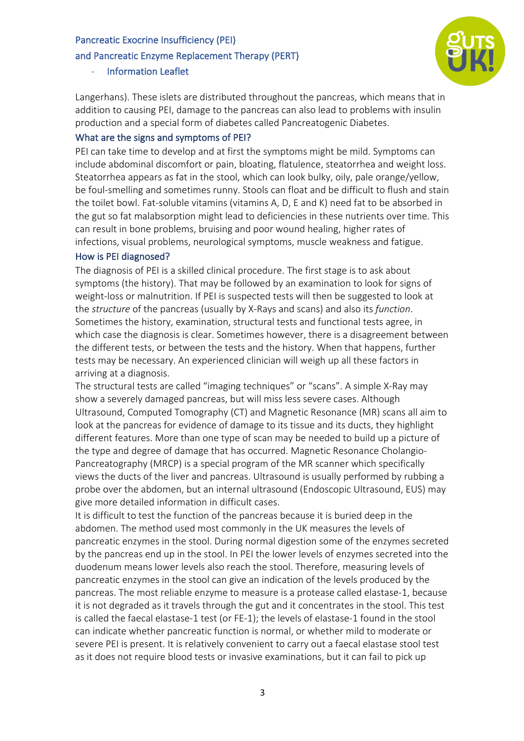Langerhans). These islets are distributed throughout the pancreas, which means that in addition to causing PEI, damage to the pancreas can also lead to problems with insulin production and a special form of diabetes called Pancreatogenic Diabetes.

## What are the signs and symptoms of PEI?

PEI can take time to develop and at first the symptoms might be mild. Symptoms can include abdominal discomfort or pain, bloating, flatulence, steatorrhea and weight loss. Steatorrhea appears as fat in the stool, which can look bulky, oily, pale orange/yellow, be foul-smelling and sometimes runny. Stools can float and be difficult to flush and stain the toilet bowl. Fat-soluble vitamins (vitamins A, D, E and K) need fat to be absorbed in the gut so fat malabsorption might lead to deficiencies in these nutrients over time. This can result in bone problems, bruising and poor wound healing, higher rates of infections, visual problems, neurological symptoms, muscle weakness and fatigue.

## How is PEI diagnosed?

The diagnosis of PEI is a skilled clinical procedure. The first stage is to ask about symptoms (the history). That may be followed by an examination to look for signs of weight-loss or malnutrition. If PEI is suspected tests will then be suggested to look at the *structure* of the pancreas (usually by X-Rays and scans) and also its *function*. Sometimes the history, examination, structural tests and functional tests agree, in which case the diagnosis is clear. Sometimes however, there is a disagreement between the different tests, or between the tests and the history. When that happens, further tests may be necessary. An experienced clinician will weigh up all these factors in arriving at a diagnosis.

The structural tests are called "imaging techniques" or "scans". A simple X-Ray may show a severely damaged pancreas, but will miss less severe cases. Although Ultrasound, Computed Tomography (CT) and Magnetic Resonance (MR) scans all aim to look at the pancreas for evidence of damage to its tissue and its ducts, they highlight different features. More than one type of scan may be needed to build up a picture of the type and degree of damage that has occurred. Magnetic Resonance Cholangio-Pancreatography (MRCP) is a special program of the MR scanner which specifically views the ducts of the liver and pancreas. Ultrasound is usually performed by rubbing a probe over the abdomen, but an internal ultrasound (Endoscopic Ultrasound, EUS) may give more detailed information in difficult cases.

It is difficult to test the function of the pancreas because it is buried deep in the abdomen. The method used most commonly in the UK measures the levels of pancreatic enzymes in the stool. During normal digestion some of the enzymes secreted by the pancreas end up in the stool. In PEI the lower levels of enzymes secreted into the duodenum means lower levels also reach the stool. Therefore, measuring levels of pancreatic enzymes in the stool can give an indication of the levels produced by the pancreas. The most reliable enzyme to measure is a protease called elastase-1, because it is not degraded as it travels through the gut and it concentrates in the stool. This test is called the faecal elastase-1 test (or FE-1); the levels of elastase-1 found in the stool can indicate whether pancreatic function is normal, or whether mild to moderate or severe PEI is present. It is relatively convenient to carry out a faecal elastase stool test as it does not require blood tests or invasive examinations, but it can fail to pick up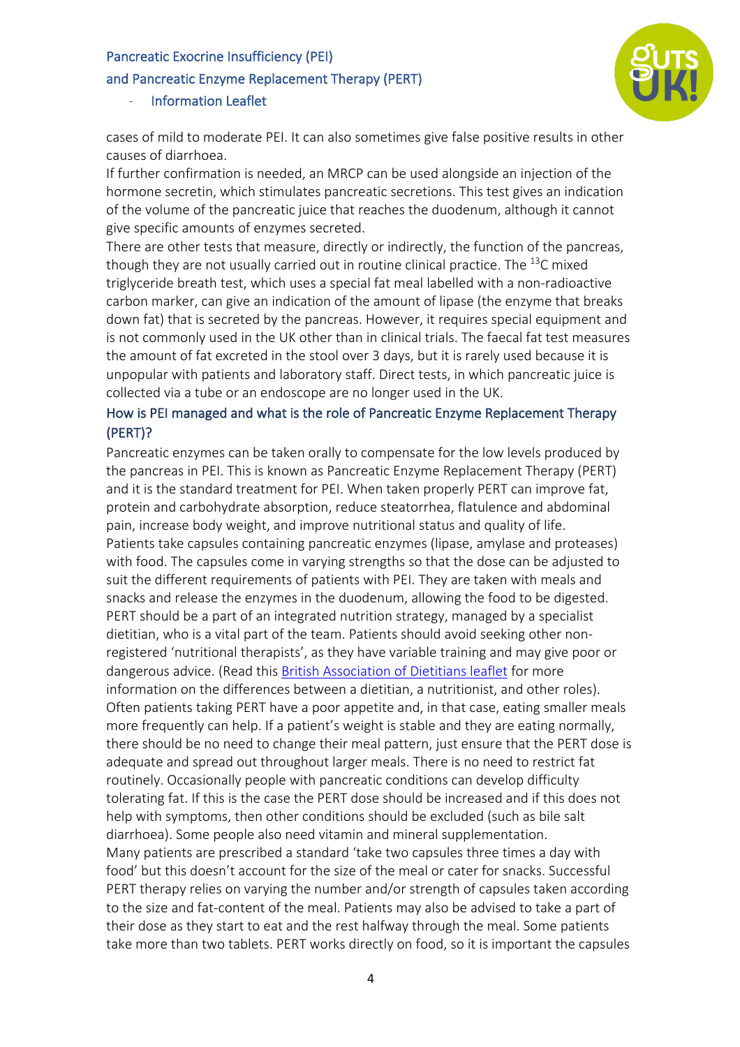cases of mild to moderate PEI. It can also sometimes give false positive results in other causes of diarrhoea.

If further confirmation is needed, an MRCP can be used alongside an injection of the hormone secretin, which stimulates pancreatic secretions. This test gives an indication of the volume of the pancreatic juice that reaches the duodenum, although it cannot give specific amounts of enzymes secreted.

There are other tests that measure, directly or indirectly, the function of the pancreas, though they are not usually carried out in routine clinical practice. The $^{13}$C mixed triglyceride breath test, which uses a special fat meal labelled with a non-radioactive carbon marker, can give an indication of the amount of lipase (the enzyme that breaks down fat) that is secreted by the pancreas. However, it requires special equipment and is not commonly used in the UK other than in clinical trials. The faecal fat test measures the amount of fat excreted in the stool over 3 days, but it is rarely used because it is unpopular with patients and laboratory staff. Direct tests, in which pancreatic juice is collected via a tube or an endoscope are no longer used in the UK.

## How is PEI managed and what is the role of Pancreatic Enzyme Replacement Therapy (PERT)?

Pancreatic enzymes can be taken orally to compensate for the low levels produced by the pancreas in PEI. This is known as Pancreatic Enzyme Replacement Therapy (PERT) and it is the standard treatment for PEI. When taken properly PERT can improve fat, protein and carbohydrate absorption, reduce steatorrhea, flatulence and abdominal pain, increase body weight, and improve nutritional status and quality of life.

Patients take capsules containing pancreatic enzymes (lipase, amylase and proteases) with food. The capsules come in varying strengths so that the dose can be adjusted to suit the different requirements of patients with PEI. They are taken with meals and snacks and release the enzymes in the duodenum, allowing the food to be digested.

PERT should be a part of an integrated nutrition strategy, managed by a specialist dietitian, who is a vital part of the team. Patients should avoid seeking other non-registered 'nutritional therapists', as they have variable training and may give poor or dangerous advice. (Read this British Association of Dietitians leaflet for more information on the differences between a dietitian, a nutritionist, and other roles).

Often patients taking PERT have a poor appetite and, in that case, eating smaller meals more frequently can help. If a patient's weight is stable and they are eating normally, there should be no need to change their meal pattern, just ensure that the PERT dose is adequate and spread out throughout larger meals. There is no need to restrict fat routinely. Occasionally people with pancreatic conditions can develop difficulty tolerating fat. If this is the case the PERT dose should be increased and if this does not help with symptoms, then other conditions should be excluded (such as bile salt diarrhoea). Some people also need vitamin and mineral supplementation.

Many patients are prescribed a standard 'take two capsules three times a day with food' but this doesn't account for the size of the meal or cater for snacks. Successful PERT therapy relies on varying the number and/or strength of capsules taken according to the size and fat-content of the meal. Patients may also be advised to take a part of their dose as they start to eat and the rest halfway through the meal. Some patients take more than two tablets. PERT works directly on food, so it is important the capsules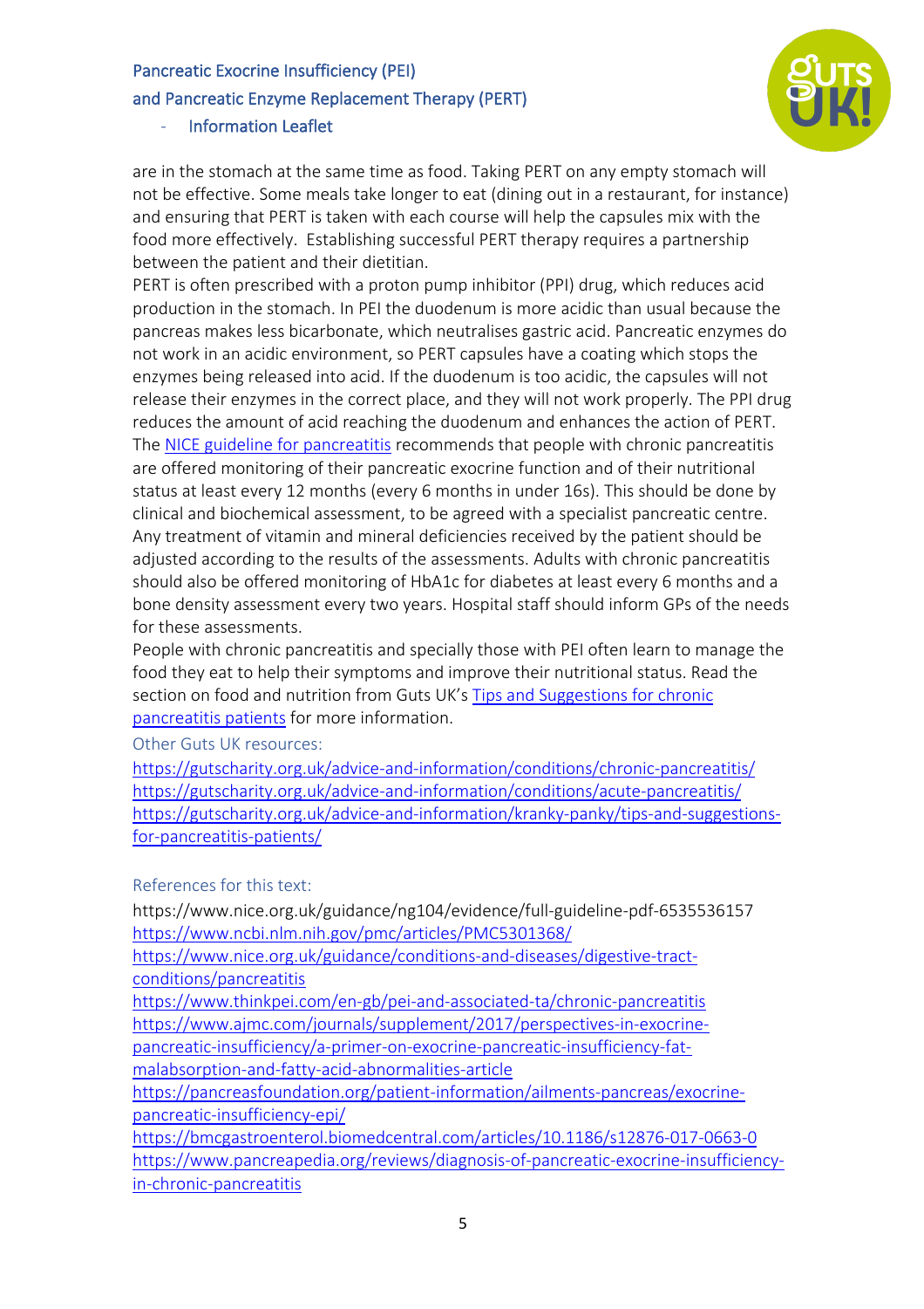are in the stomach at the same time as food. Taking PERT on any empty stomach will not be effective. Some meals take longer to eat (dining out in a restaurant, for instance) and ensuring that PERT is taken with each course will help the capsules mix with the food more effectively. Establishing successful PERT therapy requires a partnership between the patient and their dietitian.

PERT is often prescribed with a proton pump inhibitor (PPI) drug, which reduces acid production in the stomach. In PEI the duodenum is more acidic than usual because the pancreas makes less bicarbonate, which neutralises gastric acid. Pancreatic enzymes do not work in an acidic environment, so PERT capsules have a coating which stops the enzymes being released into acid. If the duodenum is too acidic, the capsules will not release their enzymes in the correct place, and they will not work properly. The PPI drug reduces the amount of acid reaching the duodenum and enhances the action of PERT.

The [NICE guideline for pancreatitis](https://www.nice.org.uk/guidance/conditions-and-diseases/digestive-tract-conditions/pancreatitis) recommends that people with chronic pancreatitis are offered monitoring of their pancreatic exocrine function and of their nutritional status at least every 12 months (every 6 months in under 16s). This should be done by clinical and biochemical assessment, to be agreed with a specialist pancreatic centre. Any treatment of vitamin and mineral deficiencies received by the patient should be adjusted according to the results of the assessments. Adults with chronic pancreatitis should also be offered monitoring of HbA1c for diabetes at least every 6 months and a bone density assessment every two years. Hospital staff should inform GPs of the needs for these assessments.

People with chronic pancreatitis and specially those with PEI often learn to manage the food they eat to help their symptoms and improve their nutritional status. Read the section on food and nutrition from Guts UK's [Tips and Suggestions for chronic pancreatitis patients](https://gutscharity.org.uk/advice-and-information/kranky-panky/tips-and-suggestions-for-pancreatitis-patients/) for more information.

Other Guts UK resources:

https://gutscharity.org.uk/advice-and-information/conditions/chronic-pancreatitis/
https://gutscharity.org.uk/advice-and-information/conditions/acute-pancreatitis/
https://gutscharity.org.uk/advice-and-information/kranky-panky/tips-and-suggestions-for-pancreatitis-patients/

References for this text:

https://www.nice.org.uk/guidance/ng104/evidence/full-guideline-pdf-6535536157
https://www.ncbi.nlm.nih.gov/pmc/articles/PMC5301368/
https://www.nice.org.uk/guidance/conditions-and-diseases/digestive-tract-conditions/pancreatitis
https://www.thinkpei.com/en-gb/pei-and-associated-ta/chronic-pancreatitis
https://www.ajmc.com/journals/supplement/2017/perspectives-in-exocrine-pancreatic-insufficiency/a-primer-on-exocrine-pancreatic-insufficiency-fat-malabsorption-and-fatty-acid-abnormalities-article
https://pancreasfoundation.org/patient-information/ailments-pancreas/exocrine-pancreatic-insufficiency-epi/
https://bmcgastroenterol.biomedcentral.com/articles/10.1186/s12876-017-0663-0
https://www.pancreapedia.org/reviews/diagnosis-of-pancreatic-exocrine-insufficiency-in-chronic-pancreatitis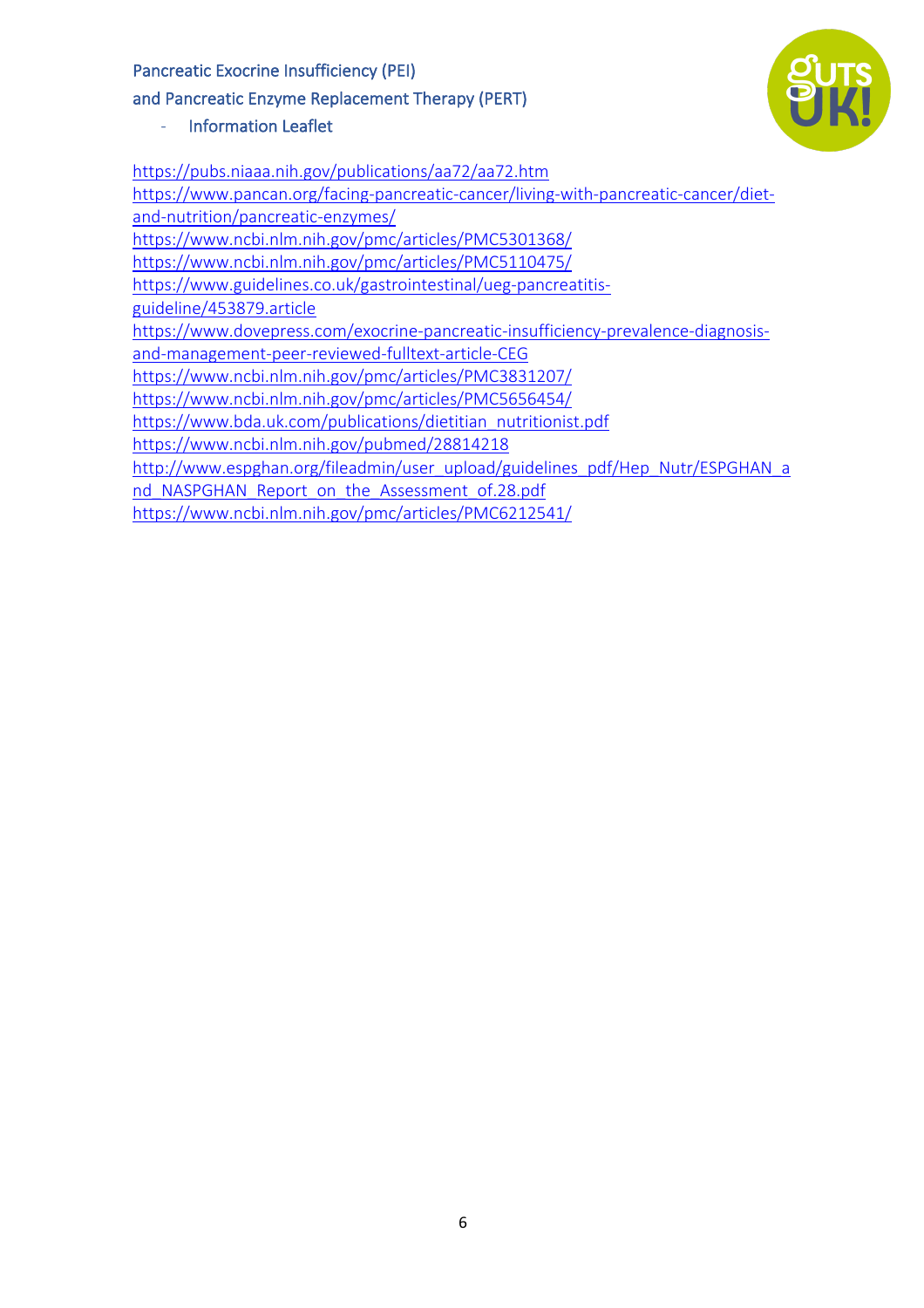https://pubs.niaaa.nih.gov/publications/aa72/aa72.htm
https://www.pancan.org/facing-pancreatic-cancer/living-with-pancreatic-cancer/diet-and-nutrition/pancreatic-enzymes/
https://www.ncbi.nlm.nih.gov/pmc/articles/PMC5301368/
https://www.ncbi.nlm.nih.gov/pmc/articles/PMC5110475/
https://www.guidelines.co.uk/gastrointestinal/ueg-pancreatitis-guideline/453879.article
https://www.dovepress.com/exocrine-pancreatic-insufficiency-prevalence-diagnosis-and-management-peer-reviewed-fulltext-article-CEG
https://www.ncbi.nlm.nih.gov/pmc/articles/PMC3831207/
https://www.ncbi.nlm.nih.gov/pmc/articles/PMC5656454/
https://www.bda.uk.com/publications/dietitian_nutritionist.pdf
https://www.ncbi.nlm.nih.gov/pubmed/28814218
http://www.espghan.org/fileadmin/user_upload/guidelines_pdf/Hep_Nutr/ESPGHAN_and_NASPGHAN_Report_on_the_Assessment_of.28.pdf
https://www.ncbi.nlm.nih.gov/pmc/articles/PMC6212541/